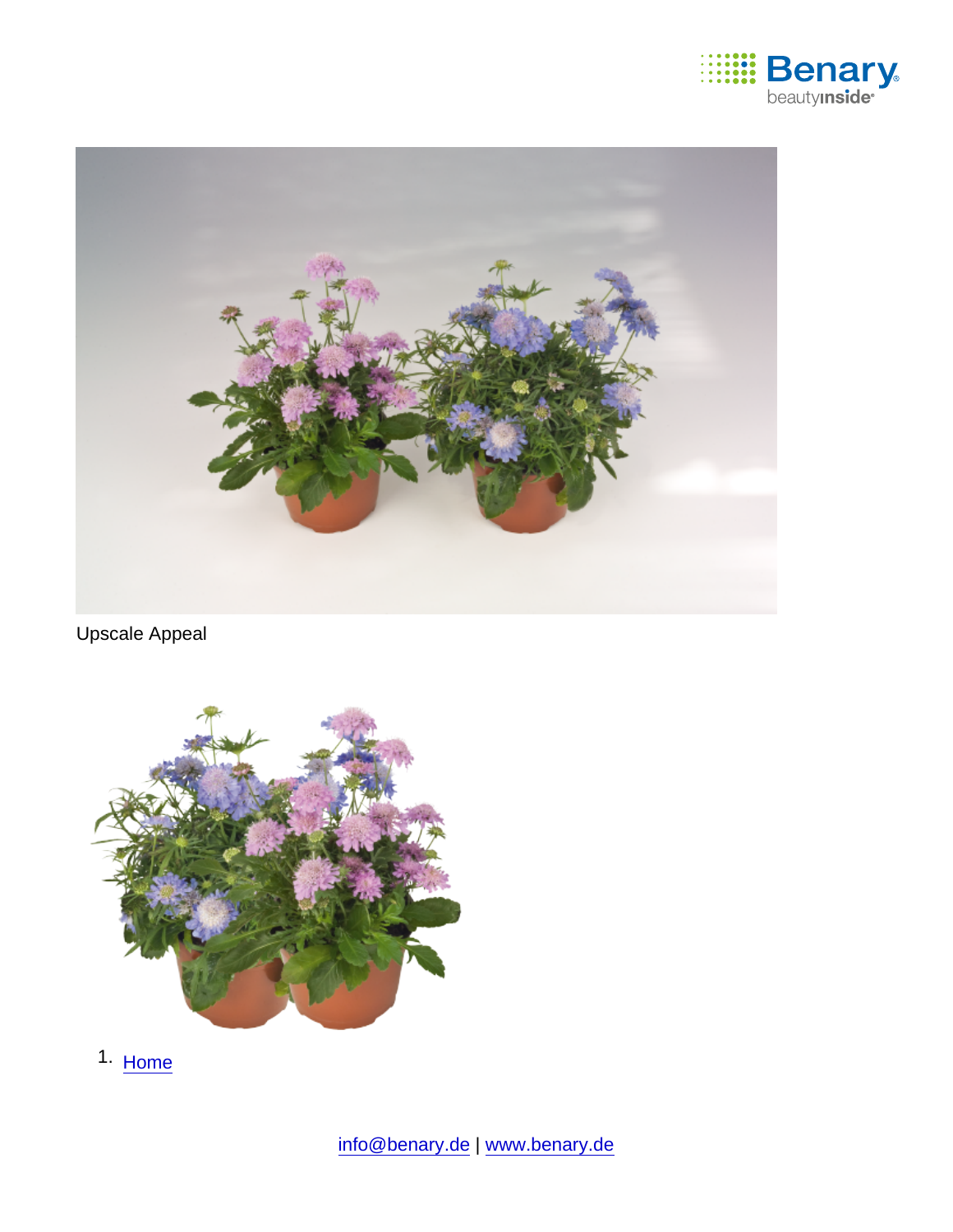Upscale Appeal

1. Home

info@benary.de | www.benary.de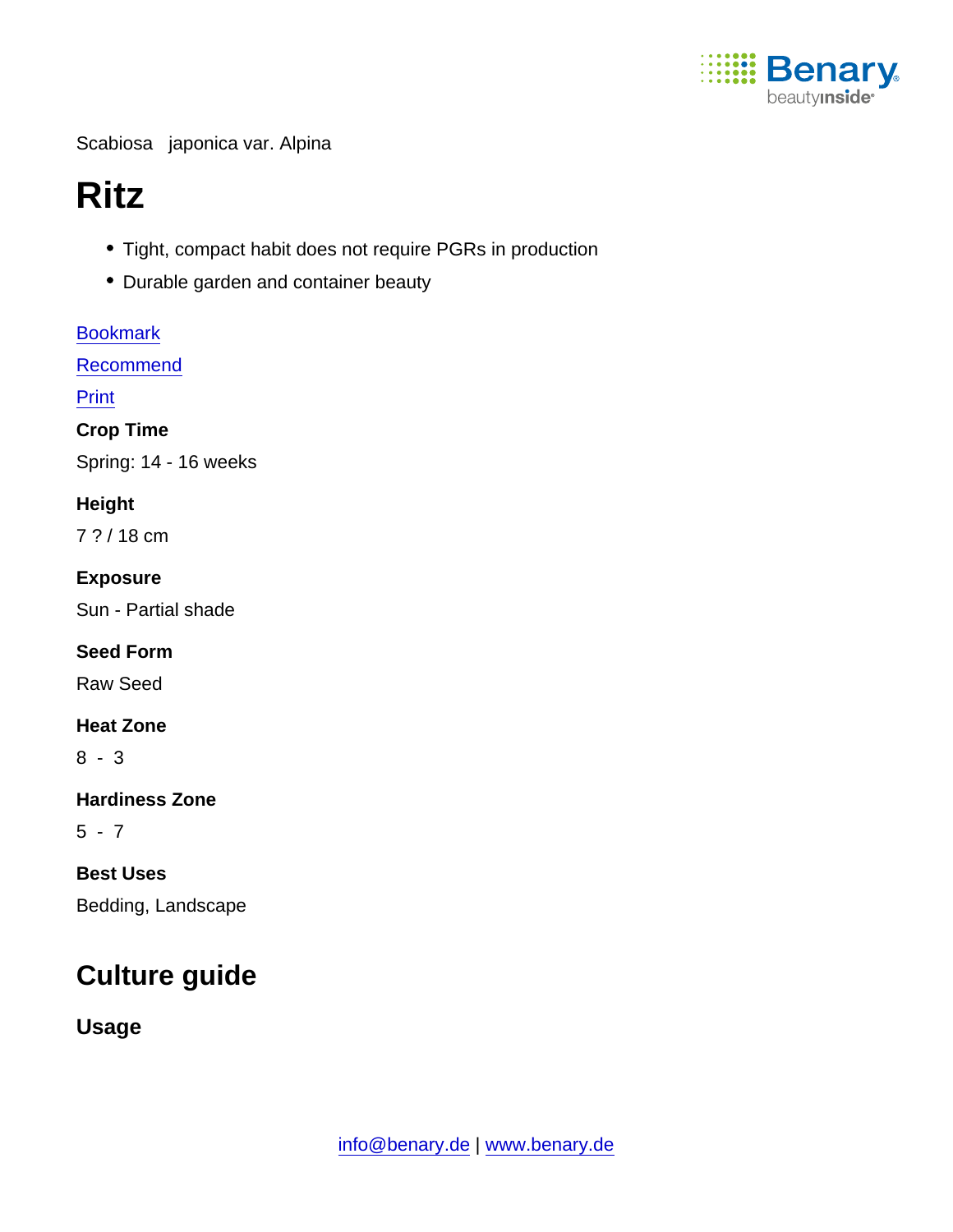Scabiosa japonica var. Alpina

# Ritz

- Tight, compact habit does not require PGRs in production
- Durable garden and container beauty

[Bookmark]

[Recommend]

[Print]

**Crop Time**

Spring: 14 - 16 weeks

**Height**

7 ? / 18 cm

**Exposure**

Sun - Partial shade

**Seed Form**

Raw Seed

**Heat Zone**

8 - 3

**Hardiness Zone**

5 - 7

**Best Uses**

Bedding, Landscape

## Culture guide

### Usage

info@benary.de | www.benary.de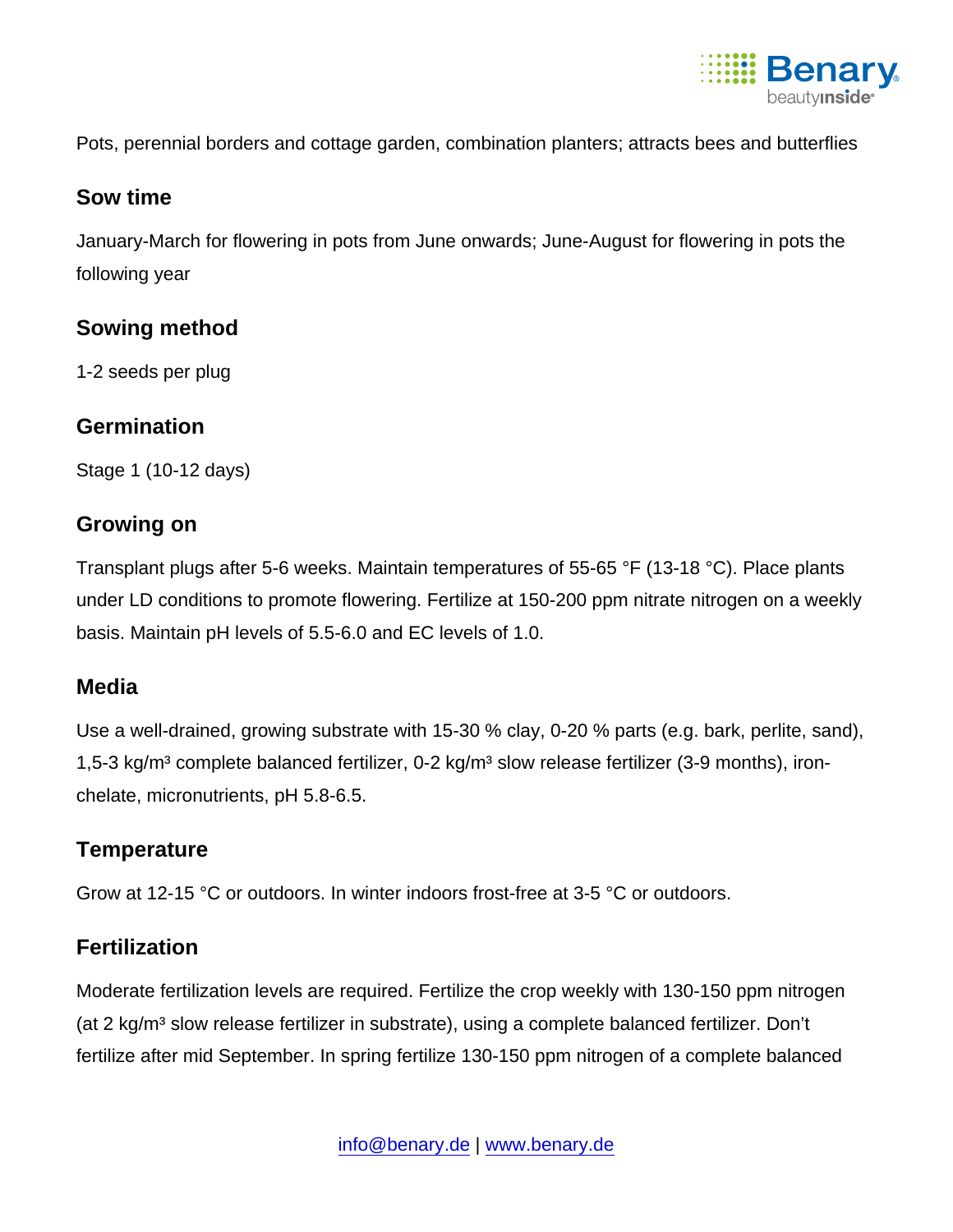Pots, perennial borders and cottage garden, combination planters; attracts bees and butterflies

## Sow time

January-March for flowering in pots from June onwards; June-August for flowering in pots the following year

## Sowing method

1-2 seeds per plug

## Germination

Stage 1 (10-12 days)

## Growing on

Transplant plugs after 5-6 weeks. Maintain temperatures of 55-65 °F (13-18 °C). Place plants under LD conditions to promote flowering. Fertilize at 150-200 ppm nitrate nitrogen on a weekly basis. Maintain pH levels of 5.5-6.0 and EC levels of 1.0.

## Media

Use a well-drained, growing substrate with 15-30 % clay, 0-20 % parts (e.g. bark, perlite, sand), 1,5-3 kg/m³ complete balanced fertilizer, 0-2 kg/m³ slow release fertilizer (3-9 months), iron-chelate, micronutrients, pH 5.8-6.5.

## Temperature

Grow at 12-15 °C or outdoors. In winter indoors frost-free at 3-5 °C or outdoors.

## Fertilization

Moderate fertilization levels are required. Fertilize the crop weekly with 130-150 ppm nitrogen (at 2 kg/m³ slow release fertilizer in substrate), using a complete balanced fertilizer. Don't fertilize after mid September. In spring fertilize 130-150 ppm nitrogen of a complete balanced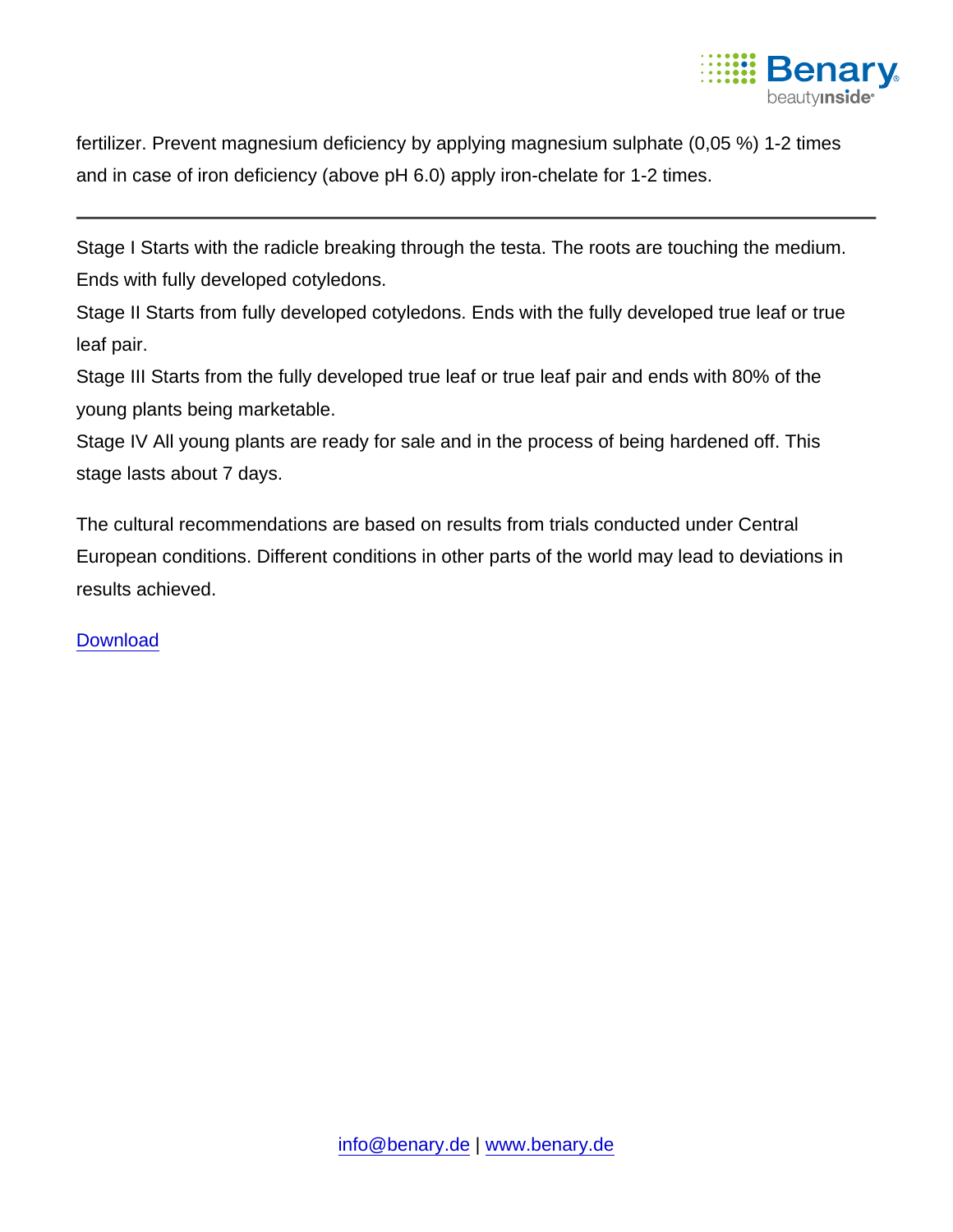fertilizer. Prevent magnesium deficiency by applying magnesium sulphate (0,05 %) 1-2 times and in case of iron deficiency (above pH 6.0) apply iron-chelate for 1-2 times.

---

Stage I Starts with the radicle breaking through the testa. The roots are touching the medium. Ends with fully developed cotyledons.

Stage II Starts from fully developed cotyledons. Ends with the fully developed true leaf or true leaf pair.

Stage III Starts from the fully developed true leaf or true leaf pair and ends with 80% of the young plants being marketable.

Stage IV All young plants are ready for sale and in the process of being hardened off. This stage lasts about 7 days.

The cultural recommendations are based on results from trials conducted under Central European conditions. Different conditions in other parts of the world may lead to deviations in results achieved.

Download

info@benary.de | www.benary.de